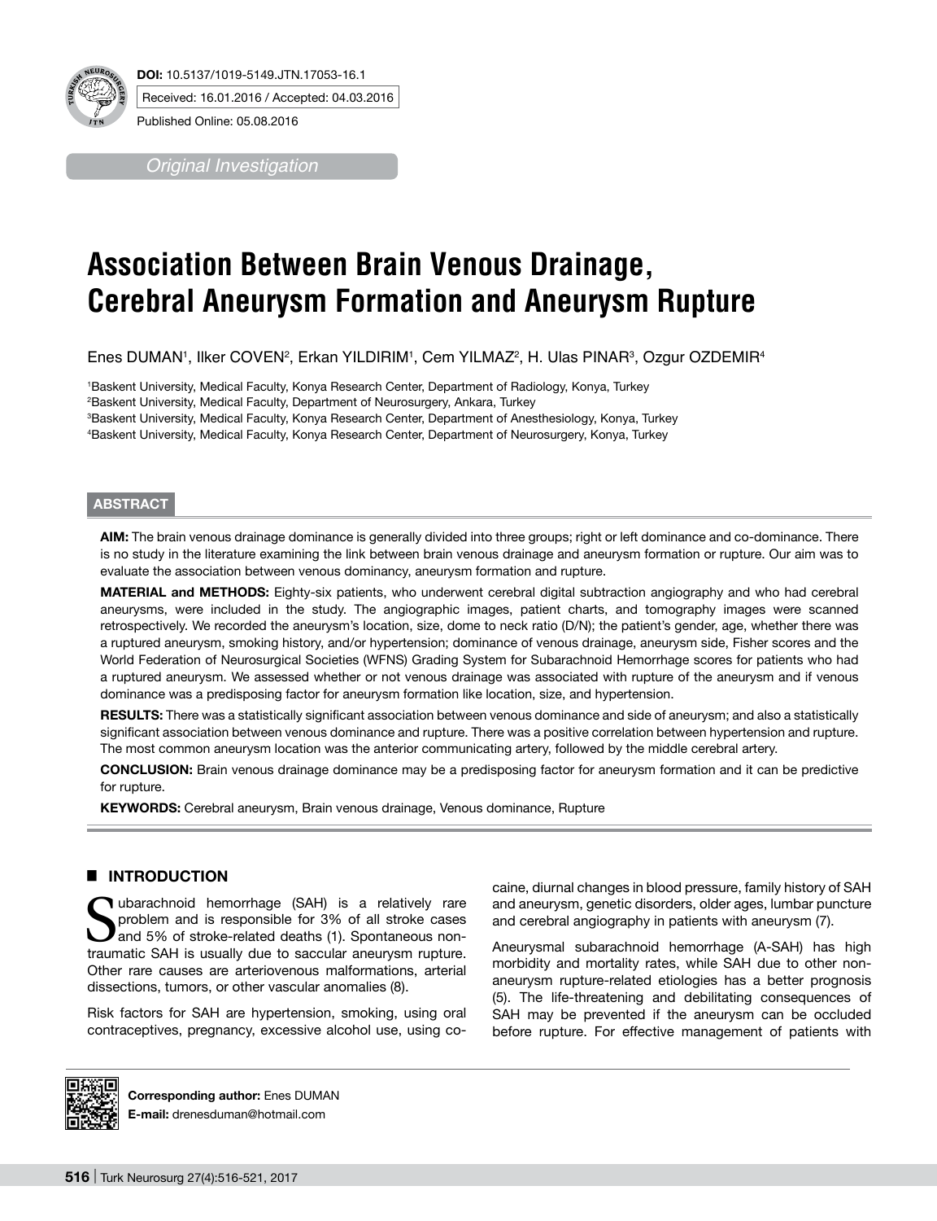**DOI:** 10.5137/1019-5149.JTN.17053-16.1

Received: 16.01.2016 / Accepted: 04.03.2016

Published Online: 05.08.2016

*Original Investigation*

# Association Between Brain Venous Drainage, Cerebral Aneurysm Formation and Aneurysm Rupture

Enes DUMAN[1], Ilker COVEN[2], Erkan YILDIRIM[1], Cem YILMAZ[2], H. Ulas PINAR[3], Ozgur OZDEMIR[4]

[1]Baskent University, Medical Faculty, Konya Research Center, Department of Radiology, Konya, Turkey
[2]Baskent University, Medical Faculty, Department of Neurosurgery, Ankara, Turkey
[3]Baskent University, Medical Faculty, Konya Research Center, Department of Anesthesiology, Konya, Turkey
[4]Baskent University, Medical Faculty, Konya Research Center, Department of Neurosurgery, Konya, Turkey

## ABSTRACT

**AIM:** The brain venous drainage dominance is generally divided into three groups; right or left dominance and co-dominance. There is no study in the literature examining the link between brain venous drainage and aneurysm formation or rupture. Our aim was to evaluate the association between venous dominancy, aneurysm formation and rupture.

**MATERIAL and METHODS:** Eighty-six patients, who underwent cerebral digital subtraction angiography and who had cerebral aneurysms, were included in the study. The angiographic images, patient charts, and tomography images were scanned retrospectively. We recorded the aneurysm's location, size, dome to neck ratio (D/N); the patient's gender, age, whether there was a ruptured aneurysm, smoking history, and/or hypertension; dominance of venous drainage, aneurysm side, Fisher scores and the World Federation of Neurosurgical Societies (WFNS) Grading System for Subarachnoid Hemorrhage scores for patients who had a ruptured aneurysm. We assessed whether or not venous drainage was associated with rupture of the aneurysm and if venous dominance was a predisposing factor for aneurysm formation like location, size, and hypertension.

**RESULTS:** There was a statistically significant association between venous dominance and side of aneurysm; and also a statistically significant association between venous dominance and rupture. There was a positive correlation between hypertension and rupture. The most common aneurysm location was the anterior communicating artery, followed by the middle cerebral artery.

**CONCLUSION:** Brain venous drainage dominance may be a predisposing factor for aneurysm formation and it can be predictive for rupture.

**KEYWORDS:** Cerebral aneurysm, Brain venous drainage, Venous dominance, Rupture

## INTRODUCTION

Subarachnoid hemorrhage (SAH) is a relatively rare problem and is responsible for 3% of all stroke cases and 5% of stroke-related deaths (1). Spontaneous non-traumatic SAH is usually due to saccular aneurysm rupture. Other rare causes are arteriovenous malformations, arterial dissections, tumors, or other vascular anomalies (8).

Risk factors for SAH are hypertension, smoking, using oral contraceptives, pregnancy, excessive alcohol use, using cocaine, diurnal changes in blood pressure, family history of SAH and aneurysm, genetic disorders, older ages, lumbar puncture and cerebral angiography in patients with aneurysm (7).

Aneurysmal subarachnoid hemorrhage (A-SAH) has high morbidity and mortality rates, while SAH due to other non-aneurysm rupture-related etiologies has a better prognosis (5). The life-threatening and debilitating consequences of SAH may be prevented if the aneurysm can be occluded before rupture. For effective management of patients with

**Corresponding author:** Enes DUMAN
**E-mail:** drenesduman@hotmail.com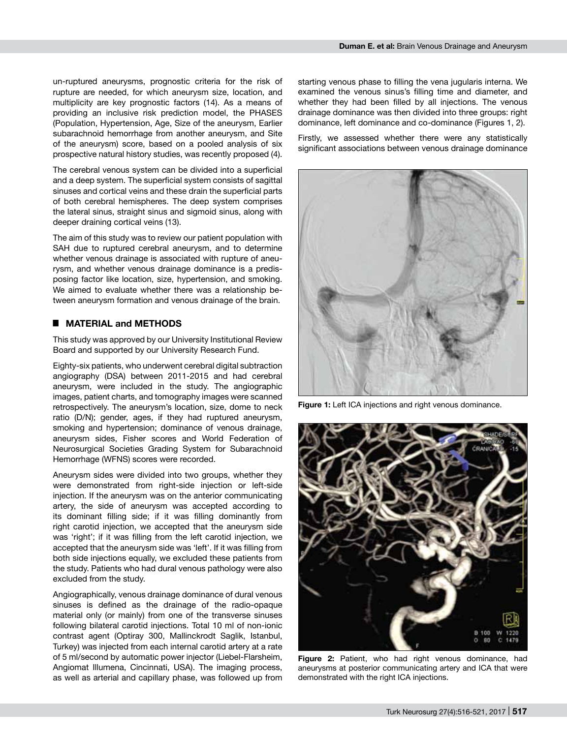un-ruptured aneurysms, prognostic criteria for the risk of rupture are needed, for which aneurysm size, location, and multiplicity are key prognostic factors (14). As a means of providing an inclusive risk prediction model, the PHASES (Population, Hypertension, Age, Size of the aneurysm, Earlier subarachnoid hemorrhage from another aneurysm, and Site of the aneurysm) score, based on a pooled analysis of six prospective natural history studies, was recently proposed (4).

The cerebral venous system can be divided into a superficial and a deep system. The superficial system consists of sagittal sinuses and cortical veins and these drain the superficial parts of both cerebral hemispheres. The deep system comprises the lateral sinus, straight sinus and sigmoid sinus, along with deeper draining cortical veins (13).

The aim of this study was to review our patient population with SAH due to ruptured cerebral aneurysm, and to determine whether venous drainage is associated with rupture of aneurysm, and whether venous drainage dominance is a predisposing factor like location, size, hypertension, and smoking. We aimed to evaluate whether there was a relationship between aneurysm formation and venous drainage of the brain.

## MATERIAL and METHODS

This study was approved by our University Institutional Review Board and supported by our University Research Fund.

Eighty-six patients, who underwent cerebral digital subtraction angiography (DSA) between 2011-2015 and had cerebral aneurysm, were included in the study. The angiographic images, patient charts, and tomography images were scanned retrospectively. The aneurysm's location, size, dome to neck ratio (D/N); gender, ages, if they had ruptured aneurysm, smoking and hypertension; dominance of venous drainage, aneurysm sides, Fisher scores and World Federation of Neurosurgical Societies Grading System for Subarachnoid Hemorrhage (WFNS) scores were recorded.

Aneurysm sides were divided into two groups, whether they were demonstrated from right-side injection or left-side injection. If the aneurysm was on the anterior communicating artery, the side of aneurysm was accepted according to its dominant filling side; if it was filling dominantly from right carotid injection, we accepted that the aneurysm side was 'right'; if it was filling from the left carotid injection, we accepted that the aneurysm side was 'left'. If it was filling from both side injections equally, we excluded these patients from the study. Patients who had dural venous pathology were also excluded from the study.

Angiographically, venous drainage dominance of dural venous sinuses is defined as the drainage of the radio-opaque material only (or mainly) from one of the transverse sinuses following bilateral carotid injections. Total 10 ml of non-ionic contrast agent (Optiray 300, Mallinckrodt Saglik, Istanbul, Turkey) was injected from each internal carotid artery at a rate of 5 ml/second by automatic power injector (Liebel-Flarsheim, Angiomat Illumena, Cincinnati, USA). The imaging process, as well as arterial and capillary phase, was followed up from starting venous phase to filling the vena jugularis interna. We examined the venous sinus's filling time and diameter, and whether they had been filled by all injections. The venous drainage dominance was then divided into three groups: right dominance, left dominance and co-dominance (Figures 1, 2).

Firstly, we assessed whether there were any statistically significant associations between venous drainage dominance

**Figure 1:** Left ICA injections and right venous dominance.

**Figure 2:** Patient, who had right venous dominance, had aneurysms at posterior communicating artery and ICA that were demonstrated with the right ICA injections.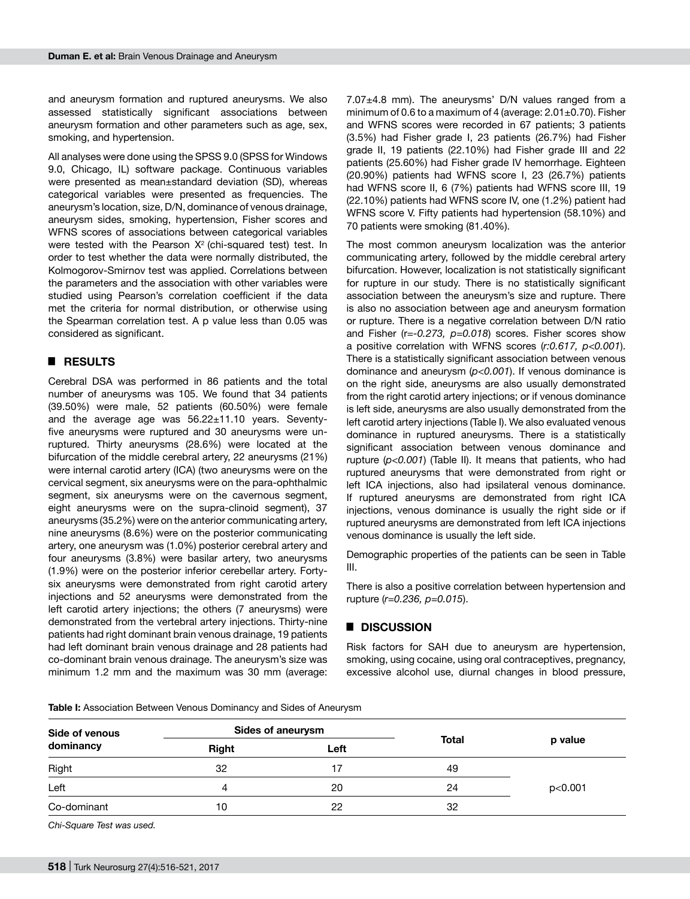and aneurysm formation and ruptured aneurysms. We also assessed statistically significant associations between aneurysm formation and other parameters such as age, sex, smoking, and hypertension.

All analyses were done using the SPSS 9.0 (SPSS for Windows 9.0, Chicago, IL) software package. Continuous variables were presented as mean±standard deviation (SD), whereas categorical variables were presented as frequencies. The aneurysm's location, size, D/N, dominance of venous drainage, aneurysm sides, smoking, hypertension, Fisher scores and WFNS scores of associations between categorical variables were tested with the Pearson $X^2$ (chi-squared test) test. In order to test whether the data were normally distributed, the Kolmogorov-Smirnov test was applied. Correlations between the parameters and the association with other variables were studied using Pearson's correlation coefficient if the data met the criteria for normal distribution, or otherwise using the Spearman correlation test. A p value less than 0.05 was considered as significant.

## ■ RESULTS

Cerebral DSA was performed in 86 patients and the total number of aneurysms was 105. We found that 34 patients (39.50%) were male, 52 patients (60.50%) were female and the average age was 56.22±11.10 years. Seventy-five aneurysms were ruptured and 30 aneurysms were un-ruptured. Thirty aneurysms (28.6%) were located at the bifurcation of the middle cerebral artery, 22 aneurysms (21%) were internal carotid artery (ICA) (two aneurysms were on the cervical segment, six aneurysms were on the para-ophthalmic segment, six aneurysms were on the cavernous segment, eight aneurysms were on the supra-clinoid segment), 37 aneurysms (35.2%) were on the anterior communicating artery, nine aneurysms (8.6%) were on the posterior communicating artery, one aneurysm was (1.0%) posterior cerebral artery and four aneurysms (3.8%) were basilar artery, two aneurysms (1.9%) were on the posterior inferior cerebellar artery. Forty-six aneurysms were demonstrated from right carotid artery injections and 52 aneurysms were demonstrated from the left carotid artery injections; the others (7 aneurysms) were demonstrated from the vertebral artery injections. Thirty-nine patients had right dominant brain venous drainage, 19 patients had left dominant brain venous drainage and 28 patients had co-dominant brain venous drainage. The aneurysm's size was minimum 1.2 mm and the maximum was 30 mm (average: 7.07±4.8 mm). The aneurysms' D/N values ranged from a minimum of 0.6 to a maximum of 4 (average: 2.01±0.70). Fisher and WFNS scores were recorded in 67 patients; 3 patients (3.5%) had Fisher grade I, 23 patients (26.7%) had Fisher grade II, 19 patients (22.10%) had Fisher grade III and 22 patients (25.60%) had Fisher grade IV hemorrhage. Eighteen (20.90%) patients had WFNS score I, 23 (26.7%) patients had WFNS score II, 6 (7%) patients had WFNS score III, 19 (22.10%) patients had WFNS score IV, one (1.2%) patient had WFNS score V. Fifty patients had hypertension (58.10%) and 70 patients were smoking (81.40%).

The most common aneurysm localization was the anterior communicating artery, followed by the middle cerebral artery bifurcation. However, localization is not statistically significant for rupture in our study. There is no statistically significant association between the aneurysm's size and rupture. There is also no association between age and aneurysm formation or rupture. There is a negative correlation between D/N ratio and Fisher (*r=-0.273, p=0.018*) scores. Fisher scores show a positive correlation with WFNS scores (*r:0.617, p<0.001*). There is a statistically significant association between venous dominance and aneurysm (*p<0.001*). If venous dominance is on the right side, aneurysms are also usually demonstrated from the right carotid artery injections; or if venous dominance is left side, aneurysms are also usually demonstrated from the left carotid artery injections (Table I). We also evaluated venous dominance in ruptured aneurysms. There is a statistically significant association between venous dominance and rupture (*p<0.001*) (Table II). It means that patients, who had ruptured aneurysms that were demonstrated from right or left ICA injections, also had ipsilateral venous dominance. If ruptured aneurysms are demonstrated from right ICA injections, venous dominance is usually the right side or if ruptured aneurysms are demonstrated from left ICA injections venous dominance is usually the left side.

Demographic properties of the patients can be seen in Table III.

There is also a positive correlation between hypertension and rupture (*r=0.236, p=0.015*).

## ■ DISCUSSION

Risk factors for SAH due to aneurysm are hypertension, smoking, using cocaine, using oral contraceptives, pregnancy, excessive alcohol use, diurnal changes in blood pressure,

**Table I:** Association Between Venous Dominancy and Sides of Aneurysm

| Side of venous dominancy | Sides of aneurysm | | Total | p value |
|---|---|---|---|---|
| | Right | Left | | |
| Right | 32 | 17 | 49 | p<0.001 |
| Left | 4 | 20 | 24 | |
| Co-dominant | 10 | 22 | 32 | |

*Chi-Square Test was used.*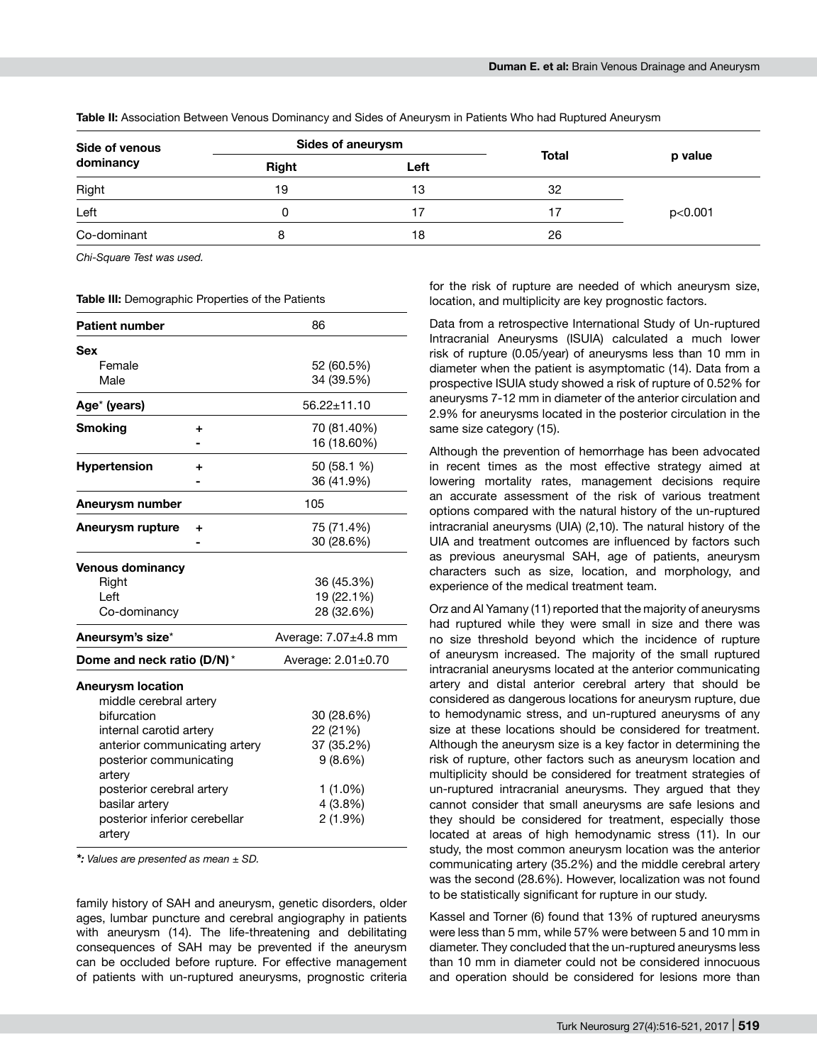**Table II:** Association Between Venous Dominancy and Sides of Aneurysm in Patients Who had Ruptured Aneurysm

| Side of venous dominancy | Sides of aneurysm | | Total | p value |
|---|---|---|---|---|
| | Right | Left | | |
| Right | 19 | 13 | 32 | p<0.001 |
| Left | 0 | 17 | 17 | |
| Co-dominant | 8 | 18 | 26 | |

*Chi-Square Test was used.*

**Table III:** Demographic Properties of the Patients

| | | |
|---|---|---|
| **Patient number** | | 86 |
| **Sex** | | |
| Female | | 52 (60.5%) |
| Male | | 34 (39.5%) |
| **Age*** **(years)** | | 56.22±11.10 |
| **Smoking** | + | 70 (81.40%) |
| | - | 16 (18.60%) |
| **Hypertension** | + | 50 (58.1 %) |
| | - | 36 (41.9%) |
| **Aneurysm number** | | 105 |
| **Aneurysm rupture** | + | 75 (71.4%) |
| | - | 30 (28.6%) |
| **Venous dominancy** | | |
| Right | | 36 (45.3%) |
| Left | | 19 (22.1%) |
| Co-dominancy | | 28 (32.6%) |
| **Aneursym's size*** | | Average: 7.07±4.8 mm |
| **Dome and neck ratio (D/N)*** | | Average: 2.01±0.70 |
| **Aneurysm location** | | |
| middle cerebral artery bifurcation | | 30 (28.6%) |
| internal carotid artery | | 22 (21%) |
| anterior communicating artery | | 37 (35.2%) |
| posterior communicating artery | | 9 (8.6%) |
| posterior cerebral artery | | 1 (1.0%) |
| basilar artery | | 4 (3.8%) |
| posterior inferior cerebellar artery | | 2 (1.9%) |

***:** *Values are presented as mean ± SD.*

family history of SAH and aneurysm, genetic disorders, older ages, lumbar puncture and cerebral angiography in patients with aneurysm (14). The life-threatening and debilitating consequences of SAH may be prevented if the aneurysm can be occluded before rupture. For effective management of patients with un-ruptured aneurysms, prognostic criteria for the risk of rupture are needed of which aneurysm size, location, and multiplicity are key prognostic factors.

Data from a retrospective International Study of Un-ruptured Intracranial Aneurysms (ISUIA) calculated a much lower risk of rupture (0.05/year) of aneurysms less than 10 mm in diameter when the patient is asymptomatic (14). Data from a prospective ISUIA study showed a risk of rupture of 0.52% for aneurysms 7-12 mm in diameter of the anterior circulation and 2.9% for aneurysms located in the posterior circulation in the same size category (15).

Although the prevention of hemorrhage has been advocated in recent times as the most effective strategy aimed at lowering mortality rates, management decisions require an accurate assessment of the risk of various treatment options compared with the natural history of the un-ruptured intracranial aneurysms (UIA) (2,10). The natural history of the UIA and treatment outcomes are influenced by factors such as previous aneurysmal SAH, age of patients, aneurysm characters such as size, location, and morphology, and experience of the medical treatment team.

Orz and Al Yamany (11) reported that the majority of aneurysms had ruptured while they were small in size and there was no size threshold beyond which the incidence of rupture of aneurysm increased. The majority of the small ruptured intracranial aneurysms located at the anterior communicating artery and distal anterior cerebral artery that should be considered as dangerous locations for aneurysm rupture, due to hemodynamic stress, and un-ruptured aneurysms of any size at these locations should be considered for treatment. Although the aneurysm size is a key factor in determining the risk of rupture, other factors such as aneurysm location and multiplicity should be considered for treatment strategies of un-ruptured intracranial aneurysms. They argued that they cannot consider that small aneurysms are safe lesions and they should be considered for treatment, especially those located at areas of high hemodynamic stress (11). In our study, the most common aneurysm location was the anterior communicating artery (35.2%) and the middle cerebral artery was the second (28.6%). However, localization was not found to be statistically significant for rupture in our study.

Kassel and Torner (6) found that 13% of ruptured aneurysms were less than 5 mm, while 57% were between 5 and 10 mm in diameter. They concluded that the un-ruptured aneurysms less than 10 mm in diameter could not be considered innocuous and operation should be considered for lesions more than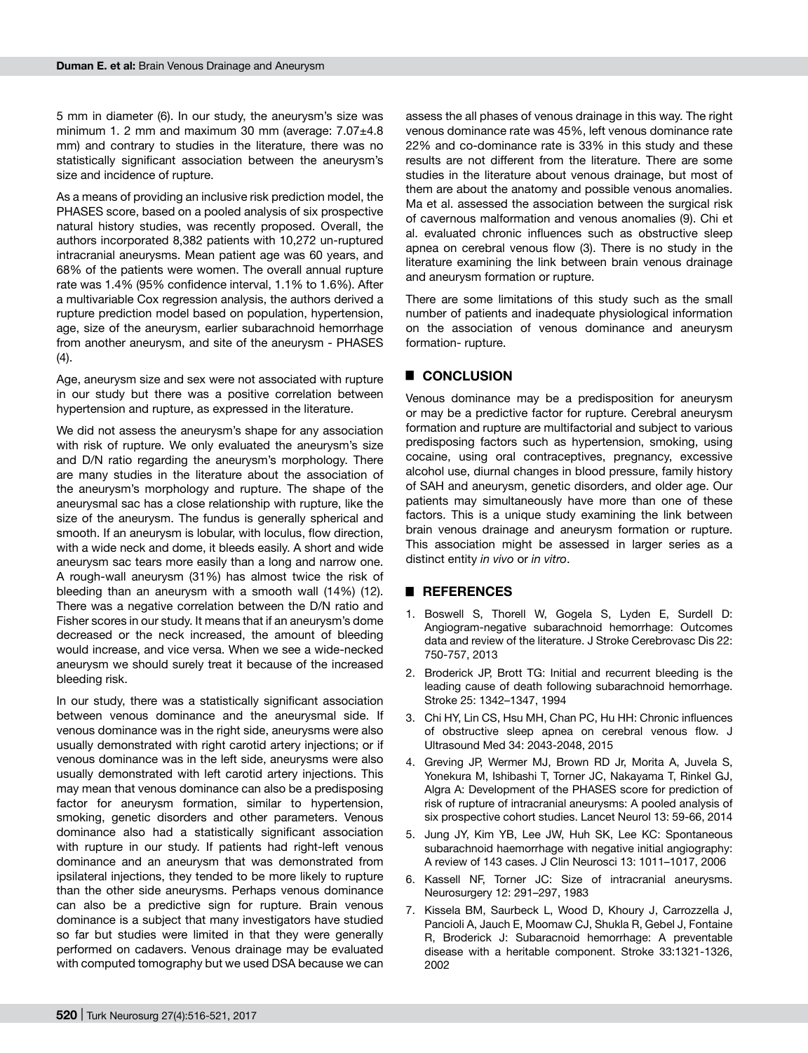5 mm in diameter (6). In our study, the aneurysm's size was minimum 1. 2 mm and maximum 30 mm (average: 7.07±4.8 mm) and contrary to studies in the literature, there was no statistically significant association between the aneurysm's size and incidence of rupture.

As a means of providing an inclusive risk prediction model, the PHASES score, based on a pooled analysis of six prospective natural history studies, was recently proposed. Overall, the authors incorporated 8,382 patients with 10,272 un-ruptured intracranial aneurysms. Mean patient age was 60 years, and 68% of the patients were women. The overall annual rupture rate was 1.4% (95% confidence interval, 1.1% to 1.6%). After a multivariable Cox regression analysis, the authors derived a rupture prediction model based on population, hypertension, age, size of the aneurysm, earlier subarachnoid hemorrhage from another aneurysm, and site of the aneurysm - PHASES (4).

Age, aneurysm size and sex were not associated with rupture in our study but there was a positive correlation between hypertension and rupture, as expressed in the literature.

We did not assess the aneurysm's shape for any association with risk of rupture. We only evaluated the aneurysm's size and D/N ratio regarding the aneurysm's morphology. There are many studies in the literature about the association of the aneurysm's morphology and rupture. The shape of the aneurysmal sac has a close relationship with rupture, like the size of the aneurysm. The fundus is generally spherical and smooth. If an aneurysm is lobular, with loculus, flow direction, with a wide neck and dome, it bleeds easily. A short and wide aneurysm sac tears more easily than a long and narrow one. A rough-wall aneurysm (31%) has almost twice the risk of bleeding than an aneurysm with a smooth wall (14%) (12). There was a negative correlation between the D/N ratio and Fisher scores in our study. It means that if an aneurysm's dome decreased or the neck increased, the amount of bleeding would increase, and vice versa. When we see a wide-necked aneurysm we should surely treat it because of the increased bleeding risk.

In our study, there was a statistically significant association between venous dominance and the aneurysmal side. If venous dominance was in the right side, aneurysms were also usually demonstrated with right carotid artery injections; or if venous dominance was in the left side, aneurysms were also usually demonstrated with left carotid artery injections. This may mean that venous dominance can also be a predisposing factor for aneurysm formation, similar to hypertension, smoking, genetic disorders and other parameters. Venous dominance also had a statistically significant association with rupture in our study. If patients had right-left venous dominance and an aneurysm that was demonstrated from ipsilateral injections, they tended to be more likely to rupture than the other side aneurysms. Perhaps venous dominance can also be a predictive sign for rupture. Brain venous dominance is a subject that many investigators have studied so far but studies were limited in that they were generally performed on cadavers. Venous drainage may be evaluated with computed tomography but we used DSA because we can assess the all phases of venous drainage in this way. The right venous dominance rate was 45%, left venous dominance rate 22% and co-dominance rate is 33% in this study and these results are not different from the literature. There are some studies in the literature about venous drainage, but most of them are about the anatomy and possible venous anomalies. Ma et al. assessed the association between the surgical risk of cavernous malformation and venous anomalies (9). Chi et al. evaluated chronic influences such as obstructive sleep apnea on cerebral venous flow (3). There is no study in the literature examining the link between brain venous drainage and aneurysm formation or rupture.

There are some limitations of this study such as the small number of patients and inadequate physiological information on the association of venous dominance and aneurysm formation- rupture.

## CONCLUSION

Venous dominance may be a predisposition for aneurysm or may be a predictive factor for rupture. Cerebral aneurysm formation and rupture are multifactorial and subject to various predisposing factors such as hypertension, smoking, using cocaine, using oral contraceptives, pregnancy, excessive alcohol use, diurnal changes in blood pressure, family history of SAH and aneurysm, genetic disorders, and older age. Our patients may simultaneously have more than one of these factors. This is a unique study examining the link between brain venous drainage and aneurysm formation or rupture. This association might be assessed in larger series as a distinct entity *in vivo* or *in vitro*.

## REFERENCES

1. Boswell S, Thorell W, Gogela S, Lyden E, Surdell D: Angiogram-negative subarachnoid hemorrhage: Outcomes data and review of the literature. J Stroke Cerebrovasc Dis 22: 750-757, 2013
2. Broderick JP, Brott TG: Initial and recurrent bleeding is the leading cause of death following subarachnoid hemorrhage. Stroke 25: 1342–1347, 1994
3. Chi HY, Lin CS, Hsu MH, Chan PC, Hu HH: Chronic influences of obstructive sleep apnea on cerebral venous flow. J Ultrasound Med 34: 2043-2048, 2015
4. Greving JP, Wermer MJ, Brown RD Jr, Morita A, Juvela S, Yonekura M, Ishibashi T, Torner JC, Nakayama T, Rinkel GJ, Algra A: Development of the PHASES score for prediction of risk of rupture of intracranial aneurysms: A pooled analysis of six prospective cohort studies. Lancet Neurol 13: 59-66, 2014
5. Jung JY, Kim YB, Lee JW, Huh SK, Lee KC: Spontaneous subarachnoid haemorrhage with negative initial angiography: A review of 143 cases. J Clin Neurosci 13: 1011–1017, 2006
6. Kassell NF, Torner JC: Size of intracranial aneurysms. Neurosurgery 12: 291–297, 1983
7. Kissela BM, Saurbeck L, Wood D, Khoury J, Carrozzella J, Pancioli A, Jauch E, Moomaw CJ, Shukla R, Gebel J, Fontaine R, Broderick J: Subaracnoid hemorrhage: A preventable disease with a heritable component. Stroke 33:1321-1326, 2002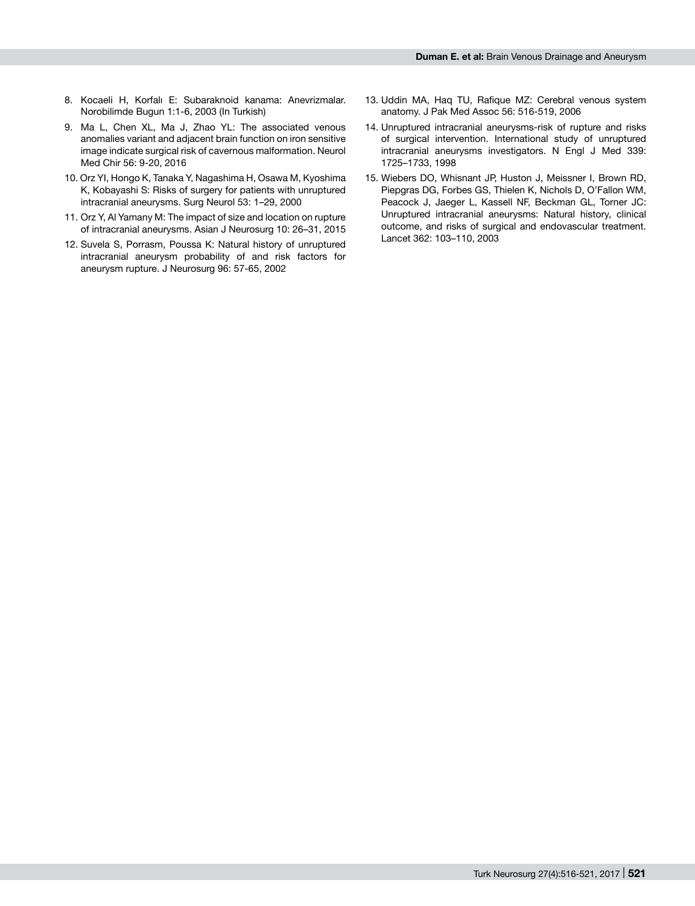8. Kocaeli H, Korfalı E: Subaraknoid kanama: Anevrizmalar. Norobilimde Bugun 1:1-6, 2003 (In Turkish)
9. Ma L, Chen XL, Ma J, Zhao YL: The associated venous anomalies variant and adjacent brain function on iron sensitive image indicate surgical risk of cavernous malformation. Neurol Med Chir 56: 9-20, 2016
10. Orz YI, Hongo K, Tanaka Y, Nagashima H, Osawa M, Kyoshima K, Kobayashi S: Risks of surgery for patients with unruptured intracranial aneurysms. Surg Neurol 53: 1–29, 2000
11. Orz Y, Al Yamany M: The impact of size and location on rupture of intracranial aneurysms. Asian J Neurosurg 10: 26–31, 2015
12. Suvela S, Porrasm, Poussa K: Natural history of unruptured intracranial aneurysm probability of and risk factors for aneurysm rupture. J Neurosurg 96: 57-65, 2002
13. Uddin MA, Haq TU, Rafique MZ: Cerebral venous system anatomy. J Pak Med Assoc 56: 516-519, 2006
14. Unruptured intracranial aneurysms-risk of rupture and risks of surgical intervention. International study of unruptured intracranial aneurysms investigators. N Engl J Med 339: 1725–1733, 1998
15. Wiebers DO, Whisnant JP, Huston J, Meissner I, Brown RD, Piepgras DG, Forbes GS, Thielen K, Nichols D, O'Fallon WM, Peacock J, Jaeger L, Kassell NF, Beckman GL, Torner JC: Unruptured intracranial aneurysms: Natural history, clinical outcome, and risks of surgical and endovascular treatment. Lancet 362: 103–110, 2003